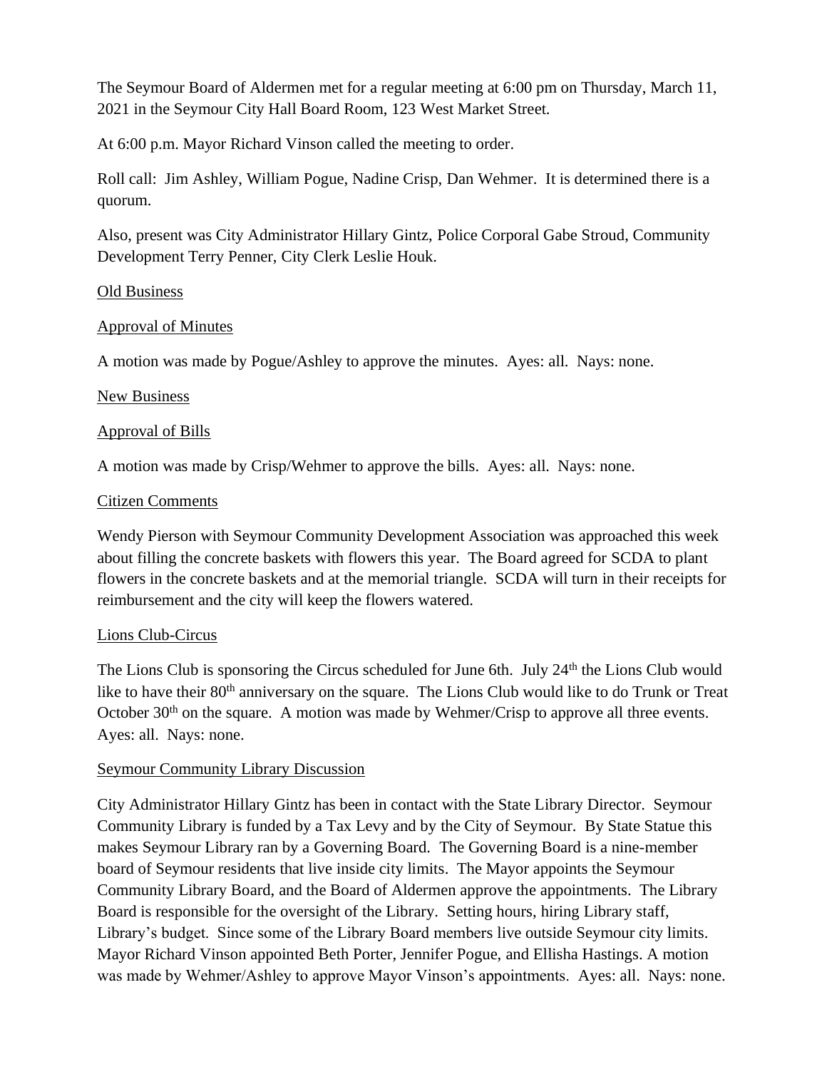The Seymour Board of Aldermen met for a regular meeting at 6:00 pm on Thursday, March 11, 2021 in the Seymour City Hall Board Room, 123 West Market Street.

At 6:00 p.m. Mayor Richard Vinson called the meeting to order.

Roll call: Jim Ashley, William Pogue, Nadine Crisp, Dan Wehmer. It is determined there is a quorum.

Also, present was City Administrator Hillary Gintz, Police Corporal Gabe Stroud, Community Development Terry Penner, City Clerk Leslie Houk.

Old Business

Approval of Minutes

A motion was made by Pogue/Ashley to approve the minutes. Ayes: all. Nays: none.

New Business

Approval of Bills

A motion was made by Crisp/Wehmer to approve the bills. Ayes: all. Nays: none.

Citizen Comments

Wendy Pierson with Seymour Community Development Association was approached this week about filling the concrete baskets with flowers this year. The Board agreed for SCDA to plant flowers in the concrete baskets and at the memorial triangle. SCDA will turn in their receipts for reimbursement and the city will keep the flowers watered.

Lions Club-Circus

The Lions Club is sponsoring the Circus scheduled for June 6th. July 24th the Lions Club would like to have their 80th anniversary on the square. The Lions Club would like to do Trunk or Treat October 30th on the square. A motion was made by Wehmer/Crisp to approve all three events. Ayes: all. Nays: none.

Seymour Community Library Discussion

City Administrator Hillary Gintz has been in contact with the State Library Director. Seymour Community Library is funded by a Tax Levy and by the City of Seymour. By State Statue this makes Seymour Library ran by a Governing Board. The Governing Board is a nine-member board of Seymour residents that live inside city limits. The Mayor appoints the Seymour Community Library Board, and the Board of Aldermen approve the appointments. The Library Board is responsible for the oversight of the Library. Setting hours, hiring Library staff, Library's budget. Since some of the Library Board members live outside Seymour city limits. Mayor Richard Vinson appointed Beth Porter, Jennifer Pogue, and Ellisha Hastings. A motion was made by Wehmer/Ashley to approve Mayor Vinson's appointments. Ayes: all. Nays: none.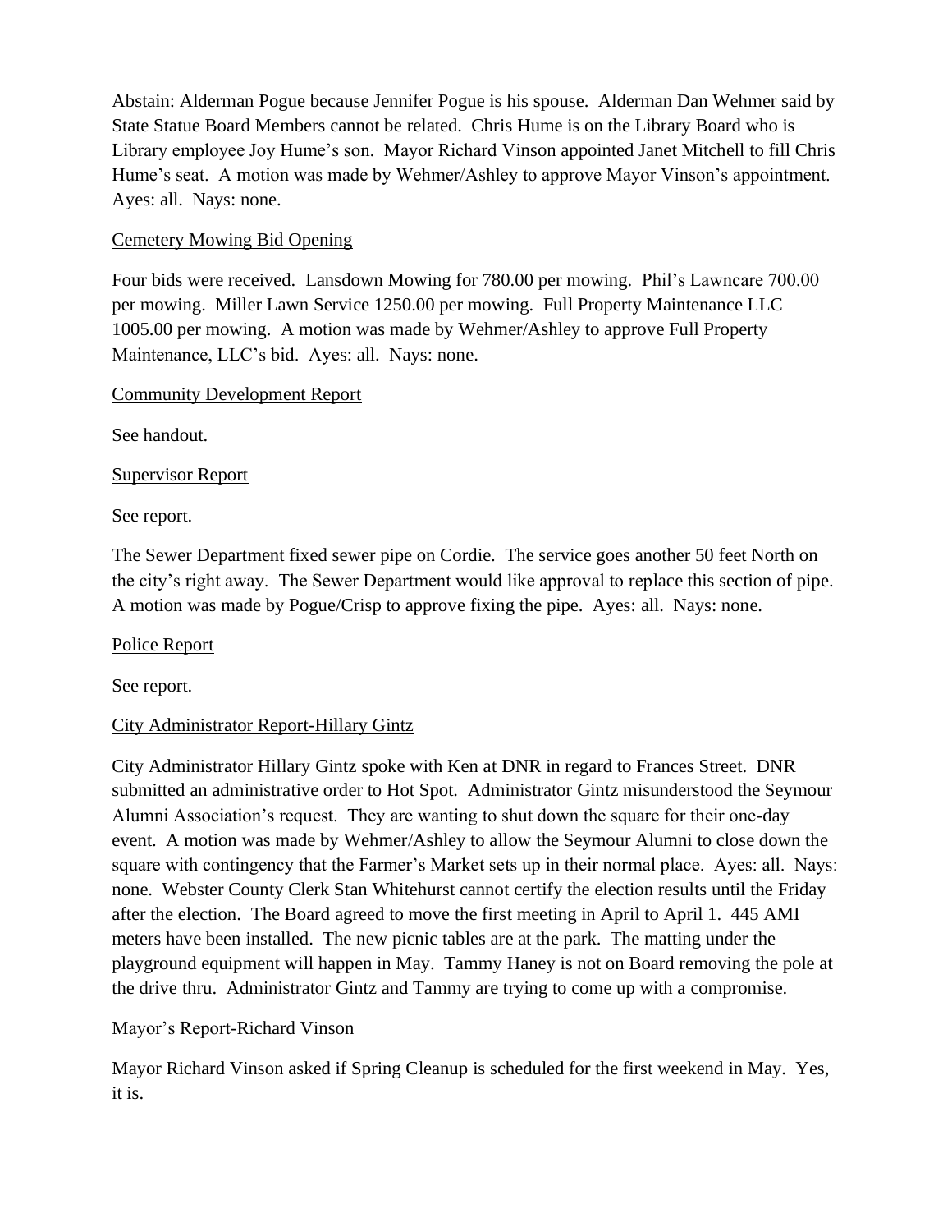Abstain: Alderman Pogue because Jennifer Pogue is his spouse. Alderman Dan Wehmer said by State Statue Board Members cannot be related. Chris Hume is on the Library Board who is Library employee Joy Hume's son. Mayor Richard Vinson appointed Janet Mitchell to fill Chris Hume's seat. A motion was made by Wehmer/Ashley to approve Mayor Vinson's appointment. Ayes: all. Nays: none.

Cemetery Mowing Bid Opening

Four bids were received. Lansdown Mowing for 780.00 per mowing. Phil's Lawncare 700.00 per mowing. Miller Lawn Service 1250.00 per mowing. Full Property Maintenance LLC 1005.00 per mowing. A motion was made by Wehmer/Ashley to approve Full Property Maintenance, LLC's bid. Ayes: all. Nays: none.

Community Development Report

See handout.

Supervisor Report

See report.

The Sewer Department fixed sewer pipe on Cordie. The service goes another 50 feet North on the city's right away. The Sewer Department would like approval to replace this section of pipe. A motion was made by Pogue/Crisp to approve fixing the pipe. Ayes: all. Nays: none.

Police Report

See report.

City Administrator Report-Hillary Gintz

City Administrator Hillary Gintz spoke with Ken at DNR in regard to Frances Street. DNR submitted an administrative order to Hot Spot. Administrator Gintz misunderstood the Seymour Alumni Association's request. They are wanting to shut down the square for their one-day event. A motion was made by Wehmer/Ashley to allow the Seymour Alumni to close down the square with contingency that the Farmer's Market sets up in their normal place. Ayes: all. Nays: none. Webster County Clerk Stan Whitehurst cannot certify the election results until the Friday after the election. The Board agreed to move the first meeting in April to April 1. 445 AMI meters have been installed. The new picnic tables are at the park. The matting under the playground equipment will happen in May. Tammy Haney is not on Board removing the pole at the drive thru. Administrator Gintz and Tammy are trying to come up with a compromise.

Mayor's Report-Richard Vinson

Mayor Richard Vinson asked if Spring Cleanup is scheduled for the first weekend in May. Yes, it is.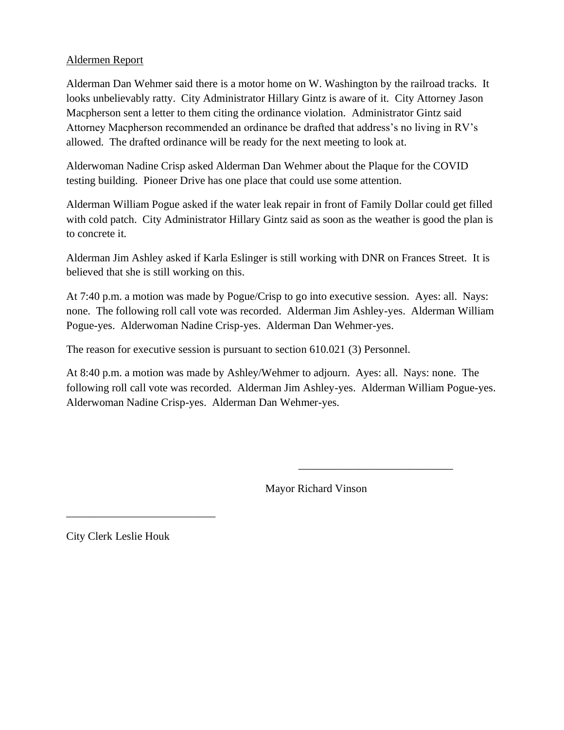Aldermen Report

Alderman Dan Wehmer said there is a motor home on W. Washington by the railroad tracks. It looks unbelievably ratty. City Administrator Hillary Gintz is aware of it. City Attorney Jason Macpherson sent a letter to them citing the ordinance violation. Administrator Gintz said Attorney Macpherson recommended an ordinance be drafted that address's no living in RV's allowed. The drafted ordinance will be ready for the next meeting to look at.

Alderwoman Nadine Crisp asked Alderman Dan Wehmer about the Plaque for the COVID testing building. Pioneer Drive has one place that could use some attention.

Alderman William Pogue asked if the water leak repair in front of Family Dollar could get filled with cold patch. City Administrator Hillary Gintz said as soon as the weather is good the plan is to concrete it.

Alderman Jim Ashley asked if Karla Eslinger is still working with DNR on Frances Street. It is believed that she is still working on this.

At 7:40 p.m. a motion was made by Pogue/Crisp to go into executive session. Ayes: all. Nays: none. The following roll call vote was recorded. Alderman Jim Ashley-yes. Alderman William Pogue-yes. Alderwoman Nadine Crisp-yes. Alderman Dan Wehmer-yes.

The reason for executive session is pursuant to section 610.021 (3) Personnel.

At 8:40 p.m. a motion was made by Ashley/Wehmer to adjourn. Ayes: all. Nays: none. The following roll call vote was recorded. Alderman Jim Ashley-yes. Alderman William Pogue-yes. Alderwoman Nadine Crisp-yes. Alderman Dan Wehmer-yes.

\_\_\_\_\_\_\_\_\_\_\_\_\_\_\_\_\_\_\_\_\_\_\_\_\_\_\_\_

Mayor Richard Vinson

\_\_\_\_\_\_\_\_\_\_\_\_\_\_\_\_\_\_\_\_\_\_\_\_\_\_\_

City Clerk Leslie Houk